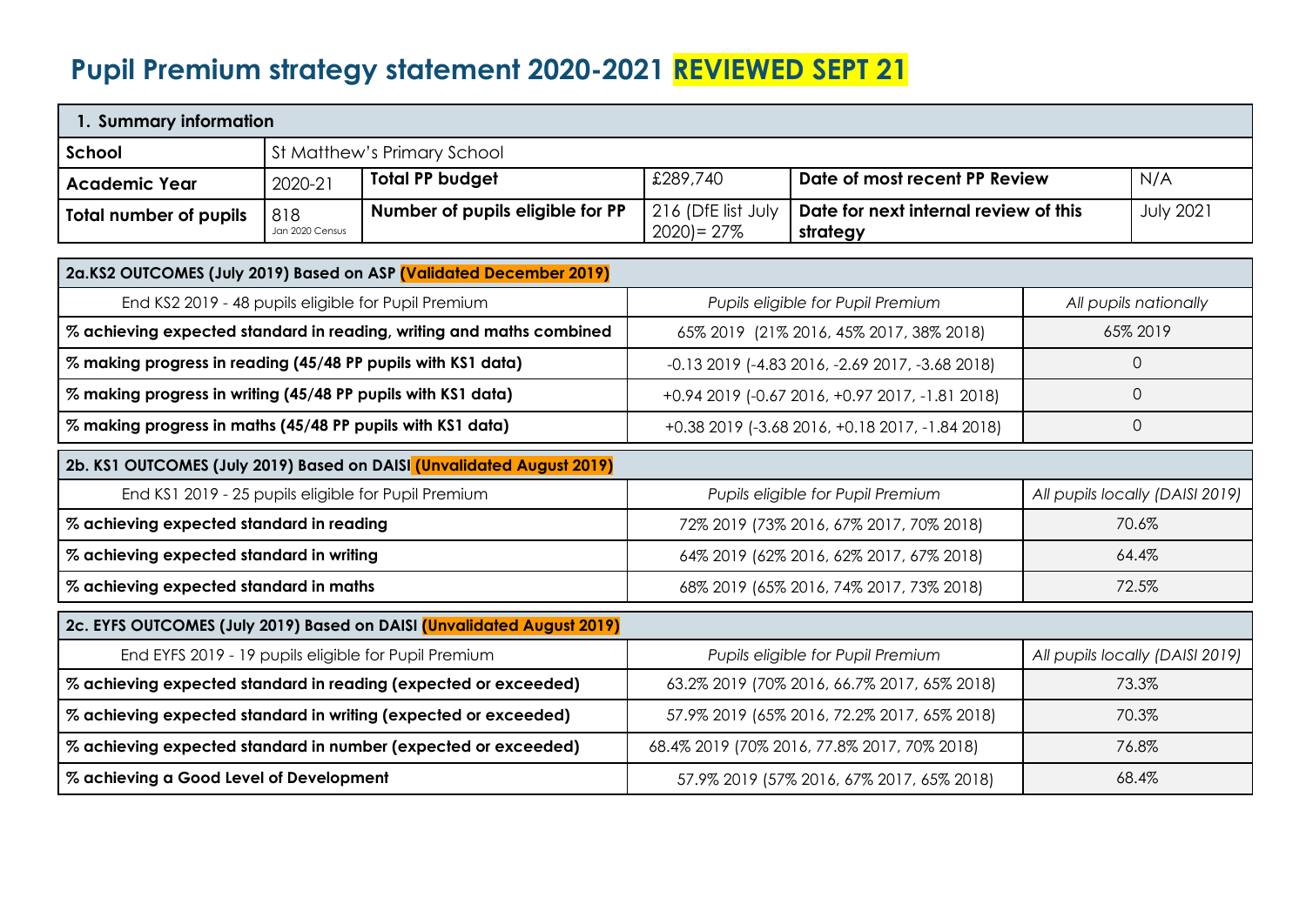# Pupil Premium strategy statement 2020-2021 REVIEWED SEPT 21

| 1. Summary information | | | | | |
|---|---|---|---|---|---|
| **School** | St Matthew's Primary School | | | | |
| **Academic Year** | 2020-21 | **Total PP budget** | £289,740 | **Date of most recent PP Review** | N/A |
| **Total number of pupils** | 818 Jan 2020 Census | **Number of pupils eligible for PP** | 216 (DfE list July 2020)= 27% | **Date for next internal review of this strategy** | July 2021 |

| 2a.KS2 OUTCOMES (July 2019) Based on ASP (Validated December 2019) | | |
|---|---|---|
| End KS2 2019 - 48 pupils eligible for Pupil Premium | *Pupils eligible for Pupil Premium* | *All pupils nationally* |
| **% achieving expected standard in reading, writing and maths combined** | 65% 2019 (21% 2016, 45% 2017, 38% 2018) | 65% 2019 |
| **% making progress in reading (45/48 PP pupils with KS1 data)** | -0.13 2019 (-4.83 2016, -2.69 2017, -3.68 2018) | 0 |
| **% making progress in writing (45/48 PP pupils with KS1 data)** | +0.94 2019 (-0.67 2016, +0.97 2017, -1.81 2018) | 0 |
| **% making progress in maths (45/48 PP pupils with KS1 data)** | +0.38 2019 (-3.68 2016, +0.18 2017, -1.84 2018) | 0 |

| 2b. KS1 OUTCOMES (July 2019) Based on DAISI (Unvalidated August 2019) | | |
|---|---|---|
| End KS1 2019 - 25 pupils eligible for Pupil Premium | *Pupils eligible for Pupil Premium* | *All pupils locally (DAISI 2019)* |
| **% achieving expected standard in reading** | 72% 2019 (73% 2016, 67% 2017, 70% 2018) | 70.6% |
| **% achieving expected standard in writing** | 64% 2019 (62% 2016, 62% 2017, 67% 2018) | 64.4% |
| **% achieving expected standard in maths** | 68% 2019 (65% 2016, 74% 2017, 73% 2018) | 72.5% |

| 2c. EYFS OUTCOMES (July 2019) Based on DAISI (Unvalidated August 2019) | | |
|---|---|---|
| End EYFS 2019 - 19 pupils eligible for Pupil Premium | *Pupils eligible for Pupil Premium* | *All pupils locally (DAISI 2019)* |
| **% achieving expected standard in reading (expected or exceeded)** | 63.2% 2019 (70% 2016, 66.7% 2017, 65% 2018) | 73.3% |
| **% achieving expected standard in writing (expected or exceeded)** | 57.9% 2019 (65% 2016, 72.2% 2017, 65% 2018) | 70.3% |
| **% achieving expected standard in number (expected or exceeded)** | 68.4% 2019 (70% 2016, 77.8% 2017, 70% 2018) | 76.8% |
| **% achieving a Good Level of Development** | 57.9% 2019 (57% 2016, 67% 2017, 65% 2018) | 68.4% |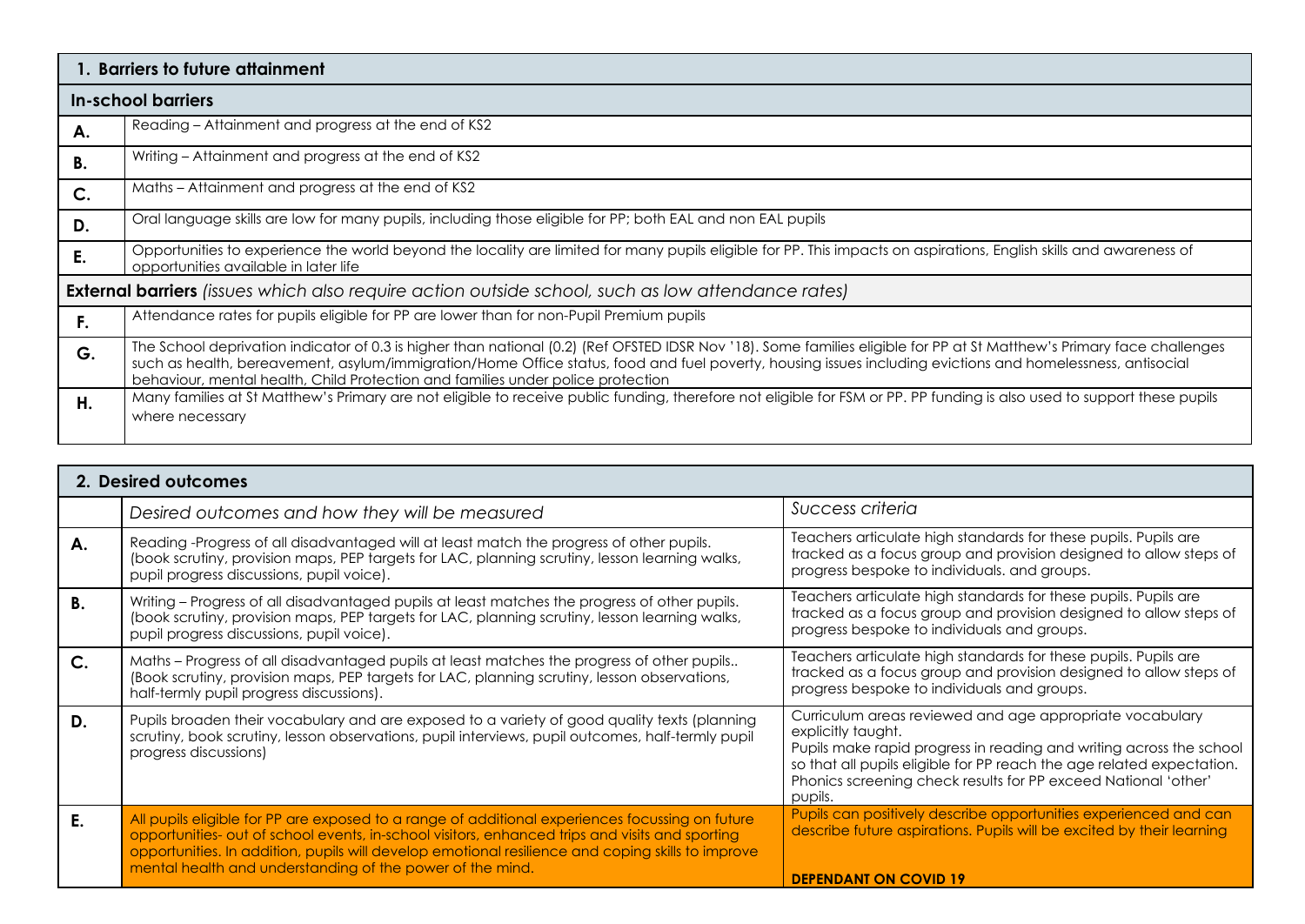## 1. Barriers to future attainment

| | |
|---|---|
| **In-school barriers** | |
| **A.** | Reading – Attainment and progress at the end of KS2 |
| **B.** | Writing – Attainment and progress at the end of KS2 |
| **C.** | Maths – Attainment and progress at the end of KS2 |
| **D.** | Oral language skills are low for many pupils, including those eligible for PP; both EAL and non EAL pupils |
| **E.** | Opportunities to experience the world beyond the locality are limited for many pupils eligible for PP. This impacts on aspirations, English skills and awareness of opportunities available in later life |
| **External barriers** *(issues which also require action outside school, such as low attendance rates)* | |
| **F.** | Attendance rates for pupils eligible for PP are lower than for non-Pupil Premium pupils |
| **G.** | The School deprivation indicator of 0.3 is higher than national (0.2) (Ref OFSTED IDSR Nov '18). Some families eligible for PP at St Matthew's Primary face challenges such as health, bereavement, asylum/immigration/Home Office status, food and fuel poverty, housing issues including evictions and homelessness, antisocial behaviour, mental health, Child Protection and families under police protection |
| **H.** | Many families at St Matthew's Primary are not eligible to receive public funding, therefore not eligible for FSM or PP. PP funding is also used to support these pupils where necessary |

## 2. Desired outcomes

| | *Desired outcomes and how they will be measured* | *Success criteria* |
|---|---|---|
| **A.** | Reading -Progress of all disadvantaged will at least match the progress of other pupils. (book scrutiny, provision maps, PEP targets for LAC, planning scrutiny, lesson learning walks, pupil progress discussions, pupil voice). | Teachers articulate high standards for these pupils. Pupils are tracked as a focus group and provision designed to allow steps of progress bespoke to individuals. and groups. |
| **B.** | Writing – Progress of all disadvantaged pupils at least matches the progress of other pupils. (book scrutiny, provision maps, PEP targets for LAC, planning scrutiny, lesson learning walks, pupil progress discussions, pupil voice). | Teachers articulate high standards for these pupils. Pupils are tracked as a focus group and provision designed to allow steps of progress bespoke to individuals and groups. |
| **C.** | Maths – Progress of all disadvantaged pupils at least matches the progress of other pupils.. (Book scrutiny, provision maps, PEP targets for LAC, planning scrutiny, lesson observations, half-termly pupil progress discussions). | Teachers articulate high standards for these pupils. Pupils are tracked as a focus group and provision designed to allow steps of progress bespoke to individuals and groups. |
| **D.** | Pupils broaden their vocabulary and are exposed to a variety of good quality texts (planning scrutiny, book scrutiny, lesson observations, pupil interviews, pupil outcomes, half-termly pupil progress discussions) | Curriculum areas reviewed and age appropriate vocabulary explicitly taught. Pupils make rapid progress in reading and writing across the school so that all pupils eligible for PP reach the age related expectation. Phonics screening check results for PP exceed National 'other' pupils. |
| **E.** | All pupils eligible for PP are exposed to a range of additional experiences focussing on future opportunities- out of school events, in-school visitors, enhanced trips and visits and sporting opportunities. In addition, pupils will develop emotional resilience and coping skills to improve mental health and understanding of the power of the mind. | Pupils can positively describe opportunities experienced and can describe future aspirations. Pupils will be excited by their learning **DEPENDANT ON COVID 19** |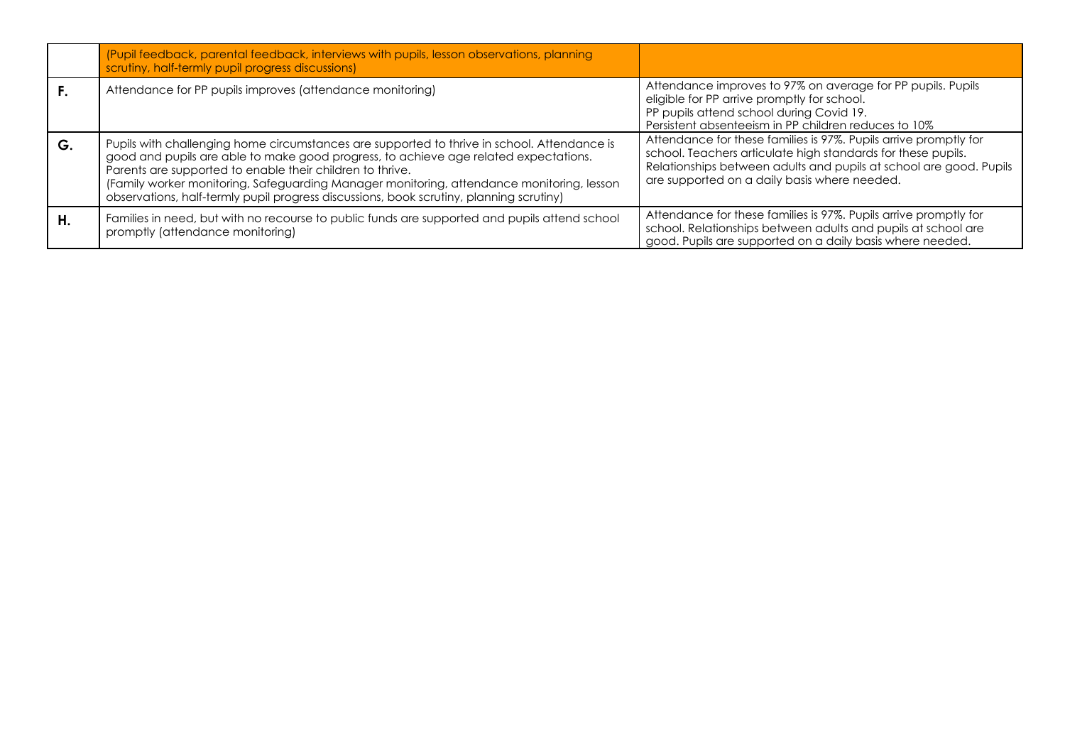| | | |
|---|---|---|
| | (Pupil feedback, parental feedback, interviews with pupils, lesson observations, planning scrutiny, half-termly pupil progress discussions) | |
| F. | Attendance for PP pupils improves (attendance monitoring) | Attendance improves to 97% on average for PP pupils. Pupils eligible for PP arrive promptly for school.<br>PP pupils attend school during Covid 19.<br>Persistent absenteeism in PP children reduces to 10% |
| G. | Pupils with challenging home circumstances are supported to thrive in school. Attendance is good and pupils are able to make good progress, to achieve age related expectations.<br>Parents are supported to enable their children to thrive.<br>(Family worker monitoring, Safeguarding Manager monitoring, attendance monitoring, lesson observations, half-termly pupil progress discussions, book scrutiny, planning scrutiny) | Attendance for these families is 97%. Pupils arrive promptly for school. Teachers articulate high standards for these pupils. Relationships between adults and pupils at school are good. Pupils are supported on a daily basis where needed. |
| H. | Families in need, but with no recourse to public funds are supported and pupils attend school promptly (attendance monitoring) | Attendance for these families is 97%. Pupils arrive promptly for school. Relationships between adults and pupils at school are good. Pupils are supported on a daily basis where needed. |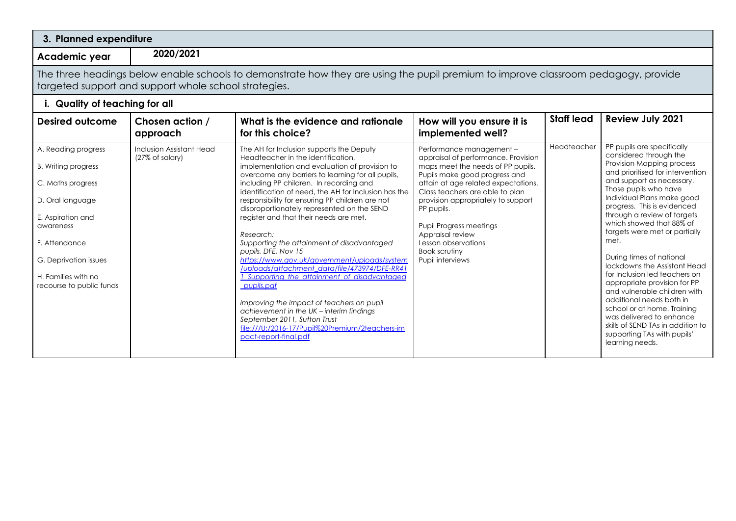## 3. Planned expenditure

**Academic year** 2020/2021

The three headings below enable schools to demonstrate how they are using the pupil premium to improve classroom pedagogy, provide targeted support and support whole school strategies.

### i. Quality of teaching for all

| Desired outcome | Chosen action / approach | What is the evidence and rationale for this choice? | How will you ensure it is implemented well? | Staff lead | Review July 2021 |
|---|---|---|---|---|---|
| A. Reading progress<br><br>B. Writing progress<br><br>C. Maths progress<br><br>D. Oral language<br><br>E. Aspiration and awareness<br><br>F. Attendance<br><br>G. Deprivation issues<br><br>H. Families with no recourse to public funds | Inclusion Assistant Head (27% of salary) | The AH for Inclusion supports the Deputy Headteacher in the identification, implementation and evaluation of provision to overcome any barriers to learning for all pupils, including PP children. In recording and identification of need, the AH for Inclusion has the responsibility for ensuring PP children are not disproportionately represented on the SEND register and that their needs are met.<br><br>*Research:*<br>*Supporting the attainment of disadvantaged pupils, DFE, Nov 15*<br>[https://www.gov.uk/government/uploads/system/uploads/attachment_data/file/473974/DFE-RR411_Supporting_the_attainment_of_disadvantaged_pupils.pdf](https://www.gov.uk/government/uploads/system/uploads/attachment_data/file/473974/DFE-RR411_Supporting_the_attainment_of_disadvantaged_pupils.pdf)<br><br>*Improving the impact of teachers on pupil achievement in the UK – interim findings September 2011, Sutton Trust*<br>file:///U:/2016-17/Pupil%20Premium/2teachers-impact-report-final.pdf | Performance management – appraisal of performance. Provision maps meet the needs of PP pupils. Pupils make good progress and attain at age related expectations. Class teachers are able to plan provision appropriately to support PP pupils.<br><br>Pupil Progress meetings<br>Appraisal review<br>Lesson observations<br>Book scrutiny<br>Pupil interviews | Headteacher | PP pupils are specifically considered through the Provision Mapping process and prioritised for intervention and support as necessary. Those pupils who have Individual Plans make good progress. This is evidenced through a review of targets which showed that 88% of targets were met or partially met.<br><br>During times of national lockdowns the Assistant Head for Inclusion led teachers on appropriate provision for PP and vulnerable children with additional needs both in school or at home. Training was delivered to enhance skills of SEND TAs in addition to supporting TAs with pupils' learning needs. |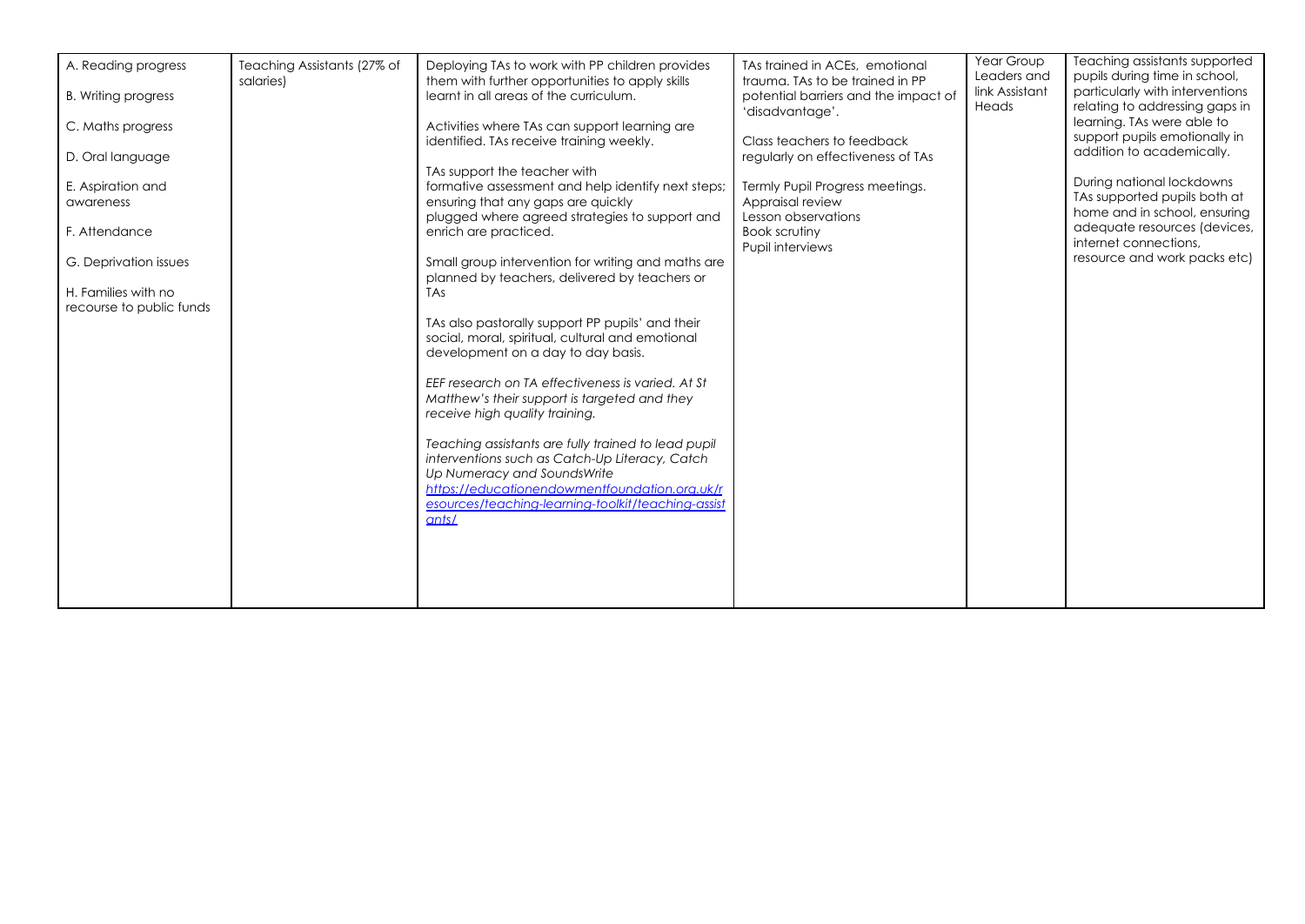| A. Reading progress<br><br>B. Writing progress<br><br>C. Maths progress<br><br>D. Oral language<br><br>E. Aspiration and awareness<br><br>F. Attendance<br><br>G. Deprivation issues<br><br>H. Families with no recourse to public funds | Teaching Assistants (27% of salaries) | Deploying TAs to work with PP children provides them with further opportunities to apply skills learnt in all areas of the curriculum.<br><br>Activities where TAs can support learning are identified. TAs receive training weekly.<br><br>TAs support the teacher with formative assessment and help identify next steps; ensuring that any gaps are quickly plugged where agreed strategies to support and enrich are practiced.<br><br>Small group intervention for writing and maths are planned by teachers, delivered by teachers or TAs<br><br>TAs also pastorally support PP pupils' and their social, moral, spiritual, cultural and emotional development on a day to day basis.<br><br>*EEF research on TA effectiveness is varied. At St Matthew's their support is targeted and they receive high quality training.*<br><br>*Teaching assistants are fully trained to lead pupil interventions such as Catch-Up Literacy, Catch Up Numeracy and SoundsWrite*<br>*https://educationendowmentfoundation.org.uk/resources/teaching-learning-toolkit/teaching-assistants/* | TAs trained in ACEs, emotional trauma. TAs to be trained in PP potential barriers and the impact of 'disadvantage'.<br><br>Class teachers to feedback regularly on effectiveness of TAs<br><br>Termly Pupil Progress meetings.<br>Appraisal review<br>Lesson observations<br>Book scrutiny<br>Pupil interviews | Year Group Leaders and link Assistant Heads | Teaching assistants supported pupils during time in school, particularly with interventions relating to addressing gaps in learning. TAs were able to support pupils emotionally in addition to academically.<br><br>During national lockdowns TAs supported pupils both at home and in school, ensuring adequate resources (devices, internet connections, resource and work packs etc) |
|---|---|---|---|---|---|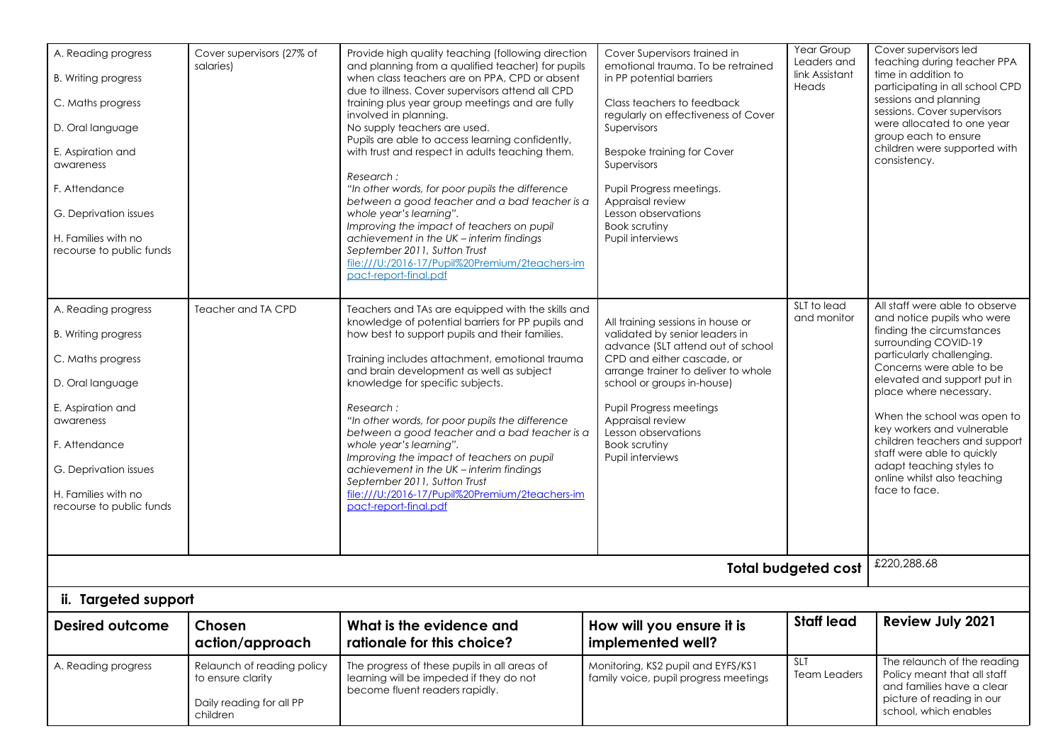| | | | | | |
|---|---|---|---|---|---|
| A. Reading progress<br>B. Writing progress<br>C. Maths progress<br>D. Oral language<br>E. Aspiration and awareness<br>F. Attendance<br>G. Deprivation issues<br>H. Families with no recourse to public funds | Cover supervisors (27% of salaries) | Provide high quality teaching (following direction and planning from a qualified teacher) for pupils when class teachers are on PPA, CPD or absent due to illness. Cover supervisors attend all CPD training plus year group meetings and are fully involved in planning.<br>No supply teachers are used.<br>Pupils are able to access learning confidently, with trust and respect in adults teaching them.<br><br>*Research :*<br>*"In other words, for poor pupils the difference between a good teacher and a bad teacher is a whole year's learning".*<br>*Improving the impact of teachers on pupil achievement in the UK – interim findings September 2011, Sutton Trust*<br>[file:///U:/2016-17/Pupil%20Premium/2teachers-impact-report-final.pdf](file:///U:/2016-17/Pupil%20Premium/2teachers-impact-report-final.pdf) | Cover Supervisors trained in emotional trauma. To be retrained in PP potential barriers<br><br>Class teachers to feedback regularly on effectiveness of Cover Supervisors<br><br>Bespoke training for Cover Supervisors<br><br>Pupil Progress meetings.<br>Appraisal review<br>Lesson observations<br>Book scrutiny<br>Pupil interviews | Year Group Leaders and link Assistant Heads | Cover supervisors led teaching during teacher PPA time in addition to participating in all school CPD sessions and planning sessions. Cover supervisors were allocated to one year group each to ensure children were supported with consistency. |
| A. Reading progress<br>B. Writing progress<br>C. Maths progress<br>D. Oral language<br>E. Aspiration and awareness<br>F. Attendance<br>G. Deprivation issues<br>H. Families with no recourse to public funds | Teacher and TA CPD | Teachers and TAs are equipped with the skills and knowledge of potential barriers for PP pupils and how best to support pupils and their families.<br><br>Training includes attachment, emotional trauma and brain development as well as subject knowledge for specific subjects.<br><br>*Research :*<br>*"In other words, for poor pupils the difference between a good teacher and a bad teacher is a whole year's learning".*<br>*Improving the impact of teachers on pupil achievement in the UK – interim findings September 2011, Sutton Trust*<br>[file:///U:/2016-17/Pupil%20Premium/2teachers-impact-report-final.pdf](file:///U:/2016-17/Pupil%20Premium/2teachers-impact-report-final.pdf) | All training sessions in house or validated by senior leaders in advance (SLT attend out of school CPD and either cascade, or arrange trainer to deliver to whole school or groups in-house)<br><br>Pupil Progress meetings<br>Appraisal review<br>Lesson observations<br>Book scrutiny<br>Pupil interviews | SLT to lead and monitor | All staff were able to observe and notice pupils who were finding the circumstances surrounding COVID-19 particularly challenging. Concerns were able to be elevated and support put in place where necessary.<br><br>When the school was open to key workers and vulnerable children teachers and support staff were able to quickly adapt teaching styles to online whilst also teaching face to face. |
| | | | | **Total budgeted cost** | £220,288.68 |

## ii. Targeted support

| Desired outcome | Chosen action/approach | What is the evidence and rationale for this choice? | How will you ensure it is implemented well? | Staff lead | Review July 2021 |
|---|---|---|---|---|---|
| A. Reading progress | Relaunch of reading policy to ensure clarity<br><br>Daily reading for all PP children | The progress of these pupils in all areas of learning will be impeded if they do not become fluent readers rapidly. | Monitoring, KS2 pupil and EYFS/KS1 family voice, pupil progress meetings | SLT<br>Team Leaders | The relaunch of the reading Policy meant that all staff and families have a clear picture of reading in our school, which enables |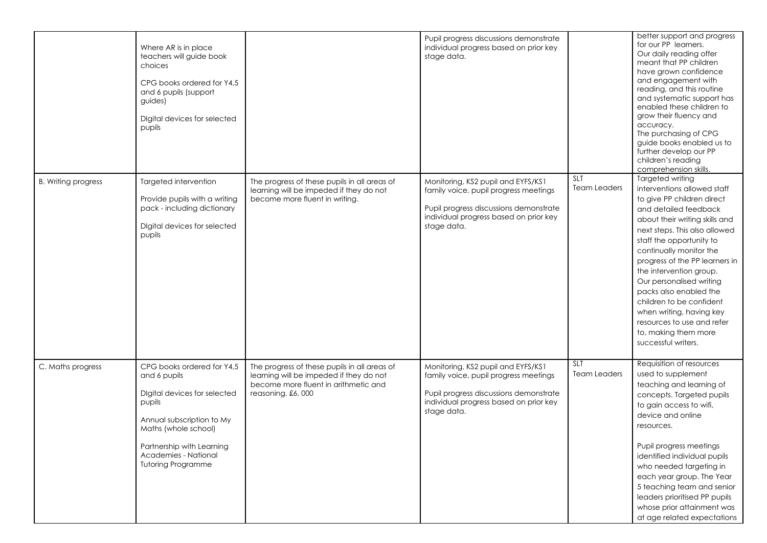| | | | | | |
|---|---|---|---|---|---|
| | Where AR is in place teachers will guide book choices<br><br>CPG books ordered for Y4,5 and 6 pupils (support guides)<br><br>DIgital devices for selected pupils | | Pupil progress discussions demonstrate individual progress based on prior key stage data. | | better support and progress for our PP learners.<br>Our daily reading offer meant that PP children have grown confidence and engagement with reading, and this routine and systematic support has enabled these children to grow their fluency and accuracy.<br>The purchasing of CPG guide books enabled us to further develop our PP children's reading comprehension skills. |
| B. Writing progress | Targeted intervention<br><br>Provide pupils with a writing pack - including dictionary<br><br>DIgital devices for selected pupils | The progress of these pupils in all areas of learning will be impeded if they do not become more fluent in writing. | Monitoring, KS2 pupil and EYFS/KS1 family voice, pupil progress meetings<br><br>Pupil progress discussions demonstrate individual progress based on prior key stage data. | SLT<br>Team Leaders | Targeted writing interventions allowed staff to give PP children direct and detailed feedback about their writing skills and next steps. This also allowed staff the opportunity to continually monitor the progress of the PP learners in the intervention group.<br>Our personalised writing packs also enabled the children to be confident when writing, having key resources to use and refer to, making them more successful writers. |
| C. Maths progress | CPG books ordered for Y4,5 and 6 pupils<br><br>DIgital devices for selected pupils<br><br>Annual subscription to My Maths (whole school)<br><br>Partnership with Learning Academies - National Tutoring Programme | The progress of these pupils in all areas of learning will be impeded if they do not become more fluent in arithmetic and reasoning. £6, 000 | Monitoring, KS2 pupil and EYFS/KS1 family voice, pupil progress meetings<br><br>Pupil progress discussions demonstrate individual progress based on prior key stage data. | SLT<br>Team Leaders | Requisition of resources used to supplement teaching and learning of concepts. Targeted pupils to gain access to wifi, device and online resources.<br><br>Pupil progress meetings identified individual pupils who needed targeting in each year group. The Year 5 teaching team and senior leaders prioritised PP pupils whose prior attainment was at age related expectations |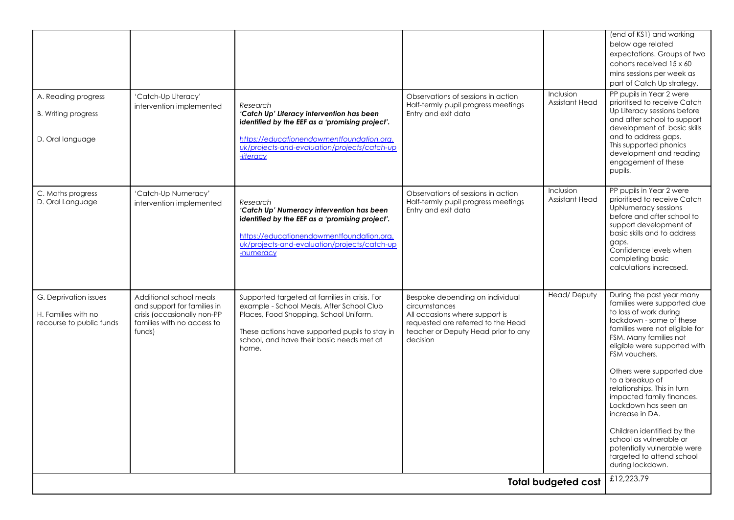| | | | | | |
|---|---|---|---|---|---|
| | | | | | (end of KS1) and working below age related expectations. Groups of two cohorts received 15 x 60 mins sessions per week as part of Catch Up strategy. |
| A. Reading progress<br><br>B. Writing progress<br><br>D. Oral language | 'Catch-Up Literacy' intervention implemented | Research<br>***'Catch Up' Literacy intervention has been identified by the EEF as a 'promising project'.***<br><br>[https://educationendowmentfoundation.org.uk/projects-and-evaluation/projects/catch-up-literacy](https://educationendowmentfoundation.org.uk/projects-and-evaluation/projects/catch-up-literacy) | Observations of sessions in action<br>Half-termly pupil progress meetings<br>Entry and exit data | Inclusion Assistant Head | PP pupils in Year 2 were prioritised to receive Catch Up Literacy sessions before and after school to support development of basic skills and to address gaps.<br>This supported phonics development and reading engagement of these pupils. |
| C. Maths progress<br>D. Oral Language | 'Catch-Up Numeracy' intervention implemented | Research<br>***'Catch Up' Numeracy intervention has been identified by the EEF as a 'promising project'.***<br><br>[https://educationendowmentfoundation.org.uk/projects-and-evaluation/projects/catch-up-numeracy](https://educationendowmentfoundation.org.uk/projects-and-evaluation/projects/catch-up-numeracy) | Observations of sessions in action<br>Half-termly pupil progress meetings<br>Entry and exit data | Inclusion Assistant Head | PP pupils in Year 2 were prioritised to receive Catch UpNumeracy sessions before and after school to support development of basic skills and to address gaps.<br>Confidence levels when completing basic calculations increased. |
| G. Deprivation issues<br><br>H. Families with no recourse to public funds | Additional school meals and support for families in crisis (occasionally non-PP families with no access to funds) | Supported targeted at families in crisis. For example - School Meals, After School Club Places, Food Shopping, School Uniform.<br><br>These actions have supported pupils to stay in school, and have their basic needs met at home. | Bespoke depending on individual circumstances<br>All occasions where support is requested are referred to the Head teacher or Deputy Head prior to any decision | Head/ Deputy | During the past year many families were supported due to loss of work during lockdown - some of these families were not eligible for FSM. Many families not eligible were supported with FSM vouchers.<br><br>Others were supported due to a breakup of relationships. This in turn impacted family finances. Lockdown has seen an increase in DA.<br><br>Children identified by the school as vulnerable or potentially vulnerable were targeted to attend school during lockdown. |
| | | | | **Total budgeted cost** | £12,223.79 |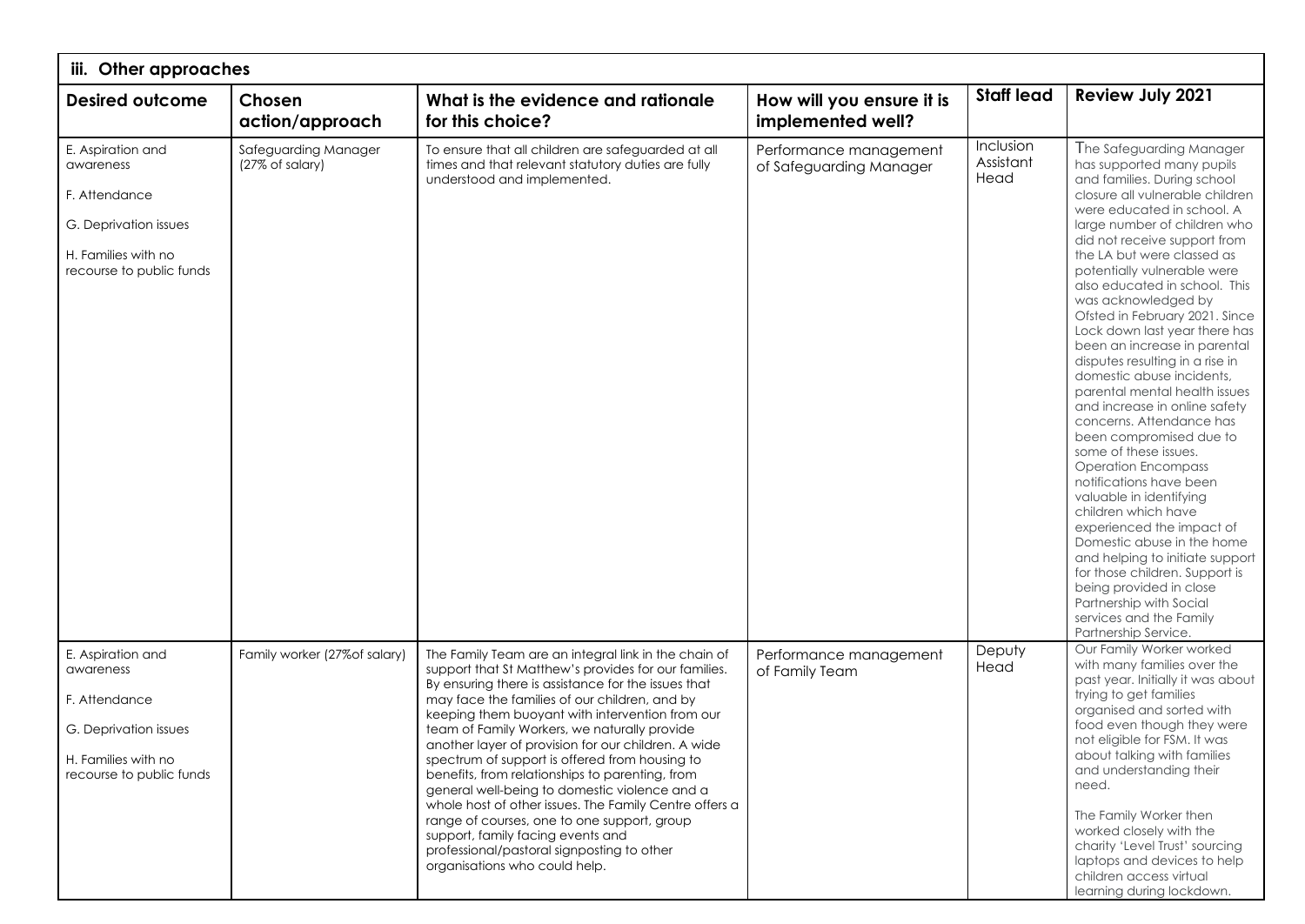| iii. Other approaches | | | | | |
|---|---|---|---|---|---|
| **Desired outcome** | **Chosen action/approach** | **What is the evidence and rationale for this choice?** | **How will you ensure it is implemented well?** | **Staff lead** | **Review July 2021** |
| E. Aspiration and awareness<br><br>F. Attendance<br><br>G. Deprivation issues<br><br>H. Families with no recourse to public funds | Safeguarding Manager (27% of salary) | To ensure that all children are safeguarded at all times and that relevant statutory duties are fully understood and implemented. | Performance management of Safeguarding Manager | Inclusion Assistant Head | The Safeguarding Manager has supported many pupils and families. During school closure all vulnerable children were educated in school. A large number of children who did not receive support from the LA but were classed as potentially vulnerable were also educated in school. This was acknowledged by Ofsted in February 2021. Since Lock down last year there has been an increase in parental disputes resulting in a rise in domestic abuse incidents, parental mental health issues and increase in online safety concerns. Attendance has been compromised due to some of these issues. Operation Encompass notifications have been valuable in identifying children which have experienced the impact of Domestic abuse in the home and helping to initiate support for those children. Support is being provided in close Partnership with Social services and the Family Partnership Service. |
| E. Aspiration and awareness<br><br>F. Attendance<br><br>G. Deprivation issues<br><br>H. Families with no recourse to public funds | Family worker (27%of salary) | The Family Team are an integral link in the chain of support that St Matthew's provides for our families. By ensuring there is assistance for the issues that may face the families of our children, and by keeping them buoyant with intervention from our team of Family Workers, we naturally provide another layer of provision for our children. A wide spectrum of support is offered from housing to benefits, from relationships to parenting, from general well-being to domestic violence and a whole host of other issues. The Family Centre offers a range of courses, one to one support, group support, family facing events and professional/pastoral signposting to other organisations who could help. | Performance management of Family Team | Deputy Head | Our Family Worker worked with many families over the past year. Initially it was about trying to get families organised and sorted with food even though they were not eligible for FSM. It was about talking with families and understanding their need.<br><br>The Family Worker then worked closely with the charity 'Level Trust' sourcing laptops and devices to help children access virtual learning during lockdown. |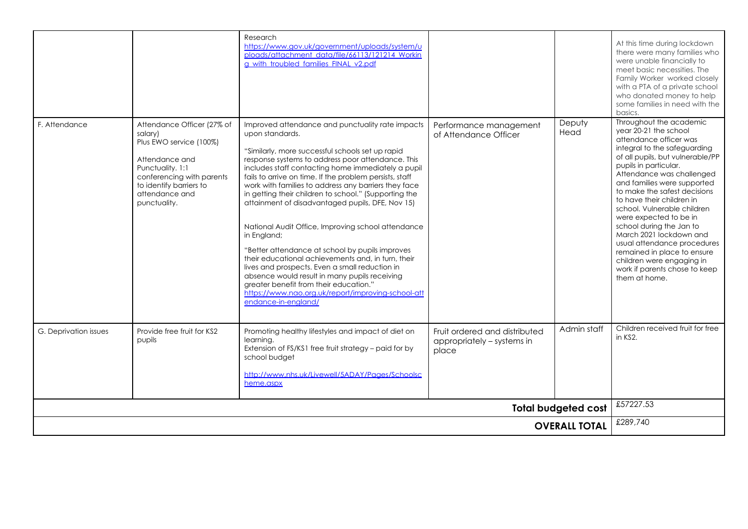| | | | | | |
|---|---|---|---|---|---|
| | | Research https://www.gov.uk/government/uploads/system/uploads/attachment_data/file/66113/121214_Working_with_troubled_families_FINAL_v2.pdf | | | At this time during lockdown there were many families who were unable financially to meet basic necessities. The Family Worker worked closely with a PTA of a private school who donated money to help some families in need with the basics. |
| F. Attendance | Attendance Officer (27% of salary)<br>Plus EWO service (100%)<br><br>Attendance and Punctuality. 1:1 conferencing with parents to identify barriers to attendance and punctuality. | Improved attendance and punctuality rate impacts upon standards.<br><br>"Similarly, more successful schools set up rapid response systems to address poor attendance. This includes staff contacting home immediately a pupil fails to arrive on time. If the problem persists, staff work with families to address any barriers they face in getting their children to school." (Supporting the attainment of disadvantaged pupils, DFE, Nov 15)<br><br>National Audit Office, Improving school attendance in England;<br><br>"Better attendance at school by pupils improves their educational achievements and, in turn, their lives and prospects. Even a small reduction in absence would result in many pupils receiving greater benefit from their education." https://www.nao.org.uk/report/improving-school-attendance-in-england/ | Performance management of Attendance Officer | Deputy Head | Throughout the academic year 20-21 the school attendance officer was integral to the safeguarding of all pupils, but vulnerable/PP pupils in particular. Attendance was challenged and families were supported to make the safest decisions to have their children in school. Vulnerable children were expected to be in school during the Jan to March 2021 lockdown and usual attendance procedures remained in place to ensure children were engaging in work if parents chose to keep them at home. |
| G. Deprivation issues | Provide free fruit for KS2 pupils | Promoting healthy lifestyles and impact of diet on learning.<br>Extension of FS/KS1 free fruit strategy – paid for by school budget<br><br>http://www.nhs.uk/Livewell/5ADAY/Pages/Schoolscheme.aspx | Fruit ordered and distributed appropriately – systems in place | Admin staff | Children received fruit for free in KS2. |
| | | | | **Total budgeted cost** | £57227.53 |
| | | | | **OVERALL TOTAL** | £289,740 |